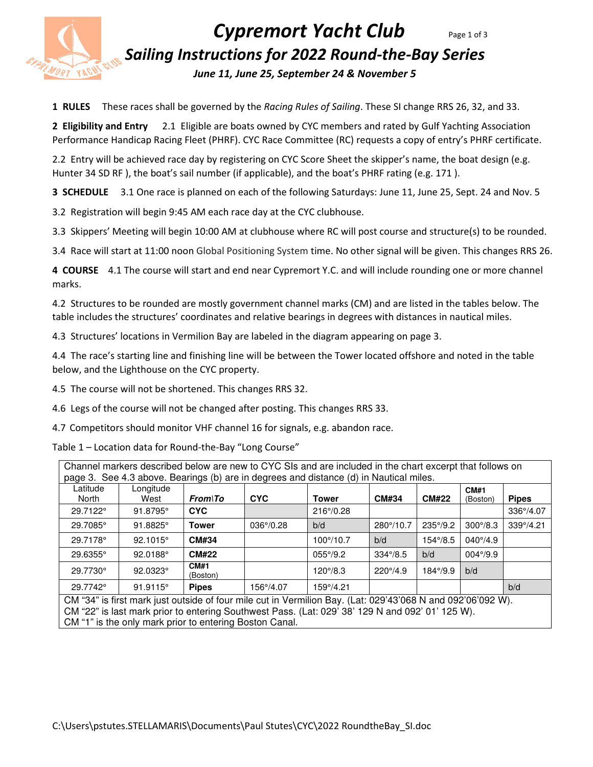# Cypremort Yacht Club

## Sailing Instructions for 2022 Round-the-Bay Series

***June 11, June 25, September 24 & November 5***

**1 RULES** These races shall be governed by the *Racing Rules of Sailing*. These SI change RRS 26, 32, and 33.

**2 Eligibility and Entry** 2.1 Eligible are boats owned by CYC members and rated by Gulf Yachting Association Performance Handicap Racing Fleet (PHRF). CYC Race Committee (RC) requests a copy of entry's PHRF certificate.

2.2 Entry will be achieved race day by registering on CYC Score Sheet the skipper's name, the boat design (e.g. Hunter 34 SD RF ), the boat's sail number (if applicable), and the boat's PHRF rating (e.g. 171 ).

**3 SCHEDULE** 3.1 One race is planned on each of the following Saturdays: June 11, June 25, Sept. 24 and Nov. 5

3.2 Registration will begin 9:45 AM each race day at the CYC clubhouse.

3.3 Skippers' Meeting will begin 10:00 AM at clubhouse where RC will post course and structure(s) to be rounded.

3.4 Race will start at 11:00 noon Global Positioning System time. No other signal will be given. This changes RRS 26.

**4 COURSE** 4.1 The course will start and end near Cypremort Y.C. and will include rounding one or more channel marks.

4.2 Structures to be rounded are mostly government channel marks (CM) and are listed in the tables below. The table includes the structures' coordinates and relative bearings in degrees with distances in nautical miles.

4.3 Structures' locations in Vermilion Bay are labeled in the diagram appearing on page 3.

4.4 The race's starting line and finishing line will be between the Tower located offshore and noted in the table below, and the Lighthouse on the CYC property.

4.5 The course will not be shortened. This changes RRS 32.

4.6 Legs of the course will not be changed after posting. This changes RRS 33.

4.7 Competitors should monitor VHF channel 16 for signals, e.g. abandon race.

Table 1 – Location data for Round-the-Bay "Long Course"

Channel markers described below are new to CYC SIs and are included in the chart excerpt that follows on page 3. See 4.3 above. Bearings (b) are in degrees and distance (d) in Nautical miles.

| Latitude North | Longitude West | *From\To* | CYC | Tower | CM#34 | CM#22 | CM#1 (Boston) | Pipes |
|---|---|---|---|---|---|---|---|---|
| 29.7122° | 91.8795° | **CYC** | | 216°/0.28 | | | | 336°/4.07 |
| 29.7085° | 91.8825° | **Tower** | 036°/0.28 | b/d | 280°/10.7 | 235°/9.2 | 300°/8.3 | 339°/4.21 |
| 29.7178° | 92.1015° | **CM#34** | | 100°/10.7 | b/d | 154°/8.5 | 040°/4.9 | |
| 29.6355° | 92.0188° | **CM#22** | | 055°/9.2 | 334°/8.5 | b/d | 004°/9.9 | |
| 29.7730° | 92.0323° | **CM#1** (Boston) | | 120°/8.3 | 220°/4.9 | 184°/9.9 | b/d | |
| 29.7742° | 91.9115° | **Pipes** | 156°/4.07 | 159°/4.21 | | | | b/d |

CM "34" is first mark just outside of four mile cut in Vermilion Bay. (Lat: 029'43'068 N and 092'06'092 W).
CM "22" is last mark prior to entering Southwest Pass. (Lat: 029' 38' 129 N and 092' 01' 125 W).
CM "1" is the only mark prior to entering Boston Canal.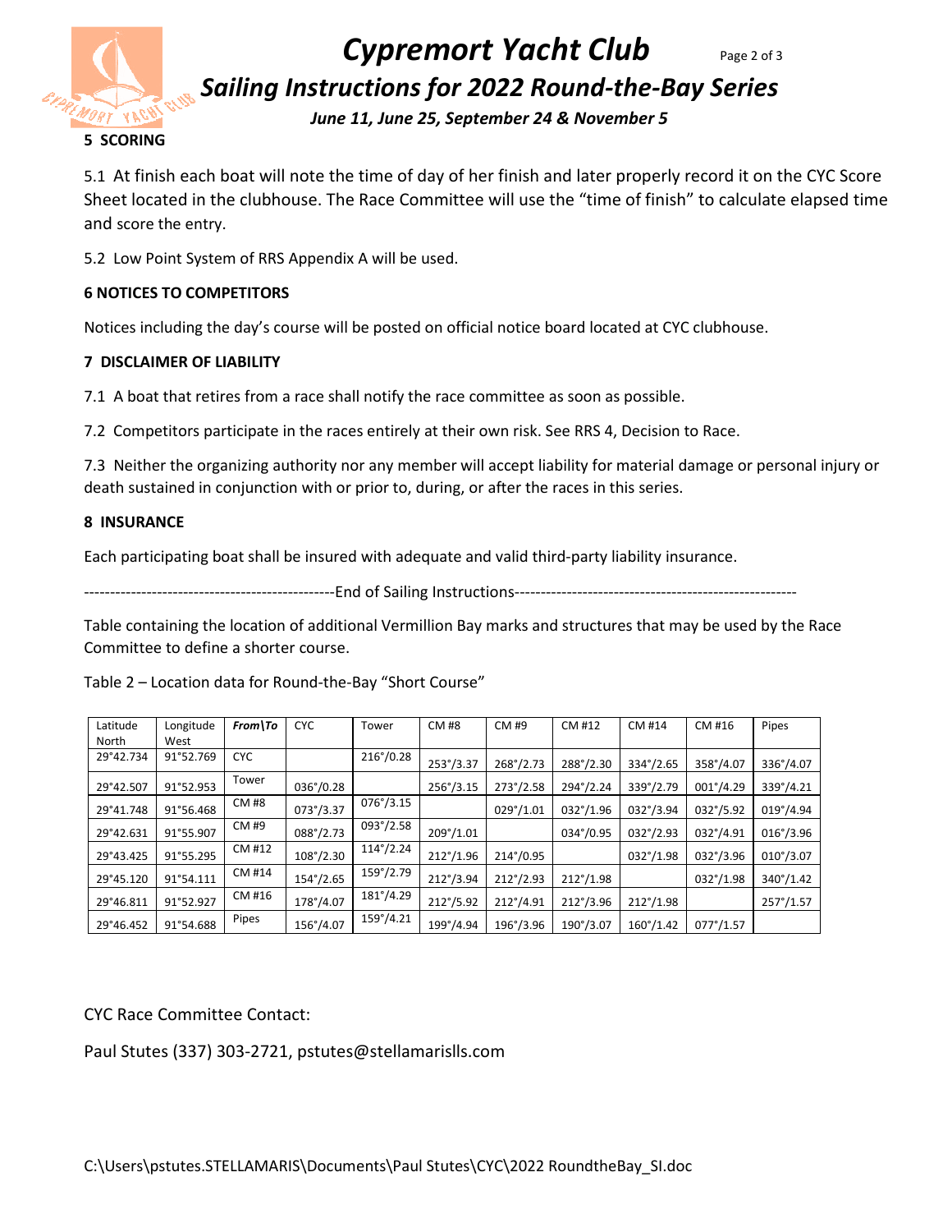## 5 SCORING

5.1 At finish each boat will note the time of day of her finish and later properly record it on the CYC Score Sheet located in the clubhouse. The Race Committee will use the "time of finish" to calculate elapsed time and score the entry.

5.2 Low Point System of RRS Appendix A will be used.

## 6 NOTICES TO COMPETITORS

Notices including the day's course will be posted on official notice board located at CYC clubhouse.

## 7 DISCLAIMER OF LIABILITY

7.1 A boat that retires from a race shall notify the race committee as soon as possible.

7.2 Competitors participate in the races entirely at their own risk. See RRS 4, Decision to Race.

7.3 Neither the organizing authority nor any member will accept liability for material damage or personal injury or death sustained in conjunction with or prior to, during, or after the races in this series.

## 8 INSURANCE

Each participating boat shall be insured with adequate and valid third-party liability insurance.

-----------------------------------------------End of Sailing Instructions-----------------------------------------------------

Table containing the location of additional Vermillion Bay marks and structures that may be used by the Race Committee to define a shorter course.

Table 2 – Location data for Round-the-Bay "Short Course"

| Latitude North | Longitude West | ***From\To*** | CYC | Tower | CM #8 | CM #9 | CM #12 | CM #14 | CM #16 | Pipes |
|---|---|---|---|---|---|---|---|---|---|---|
| 29°42.734 | 91°52.769 | CYC | | 216°/0.28 | 253°/3.37 | 268°/2.73 | 288°/2.30 | 334°/2.65 | 358°/4.07 | 336°/4.07 |
| 29°42.507 | 91°52.953 | Tower | 036°/0.28 | | 256°/3.15 | 273°/2.58 | 294°/2.24 | 339°/2.79 | 001°/4.29 | 339°/4.21 |
| 29°41.748 | 91°56.468 | CM #8 | 073°/3.37 | 076°/3.15 | | 029°/1.01 | 032°/1.96 | 032°/3.94 | 032°/5.92 | 019°/4.94 |
| 29°42.631 | 91°55.907 | CM #9 | 088°/2.73 | 093°/2.58 | 209°/1.01 | | 034°/0.95 | 032°/2.93 | 032°/4.91 | 016°/3.96 |
| 29°43.425 | 91°55.295 | CM #12 | 108°/2.30 | 114°/2.24 | 212°/1.96 | 214°/0.95 | | 032°/1.98 | 032°/3.96 | 010°/3.07 |
| 29°45.120 | 91°54.111 | CM #14 | 154°/2.65 | 159°/2.79 | 212°/3.94 | 212°/2.93 | 212°/1.98 | | 032°/1.98 | 340°/1.42 |
| 29°46.811 | 91°52.927 | CM #16 | 178°/4.07 | 181°/4.29 | 212°/5.92 | 212°/4.91 | 212°/3.96 | 212°/1.98 | | 257°/1.57 |
| 29°46.452 | 91°54.688 | Pipes | 156°/4.07 | 159°/4.21 | 199°/4.94 | 196°/3.96 | 190°/3.07 | 160°/1.42 | 077°/1.57 | |

CYC Race Committee Contact:

Paul Stutes (337) 303-2721, pstutes@stellamarislls.com

C:\Users\pstutes.STELLAMARIS\Documents\Paul Stutes\CYC\2022 RoundtheBay_SI.doc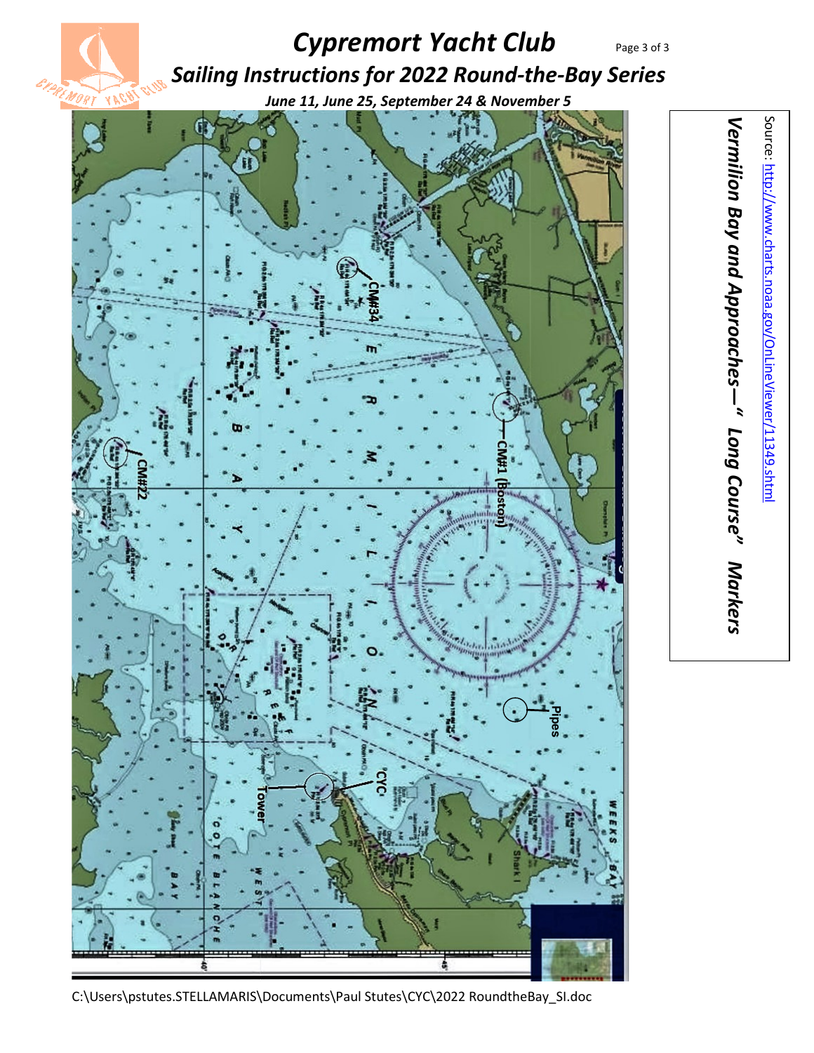# Cypremort Yacht Club

## *Sailing Instructions for 2022 Round-the-Bay Series*

***June 11, June 25, September 24 & November 5***

Source: http://www.charts.noaa.gov/OnLineViewer/11349.shtml

***Vermilion Bay and Approaches—" Long Course" Markers***

CM#34

CM#1 (Boston)

CM#22

Pipes

CYC

Tower

C:\Users\pstutes.STELLAMARIS\Documents\Paul Stutes\CYC\2022 RoundtheBay_SI.doc